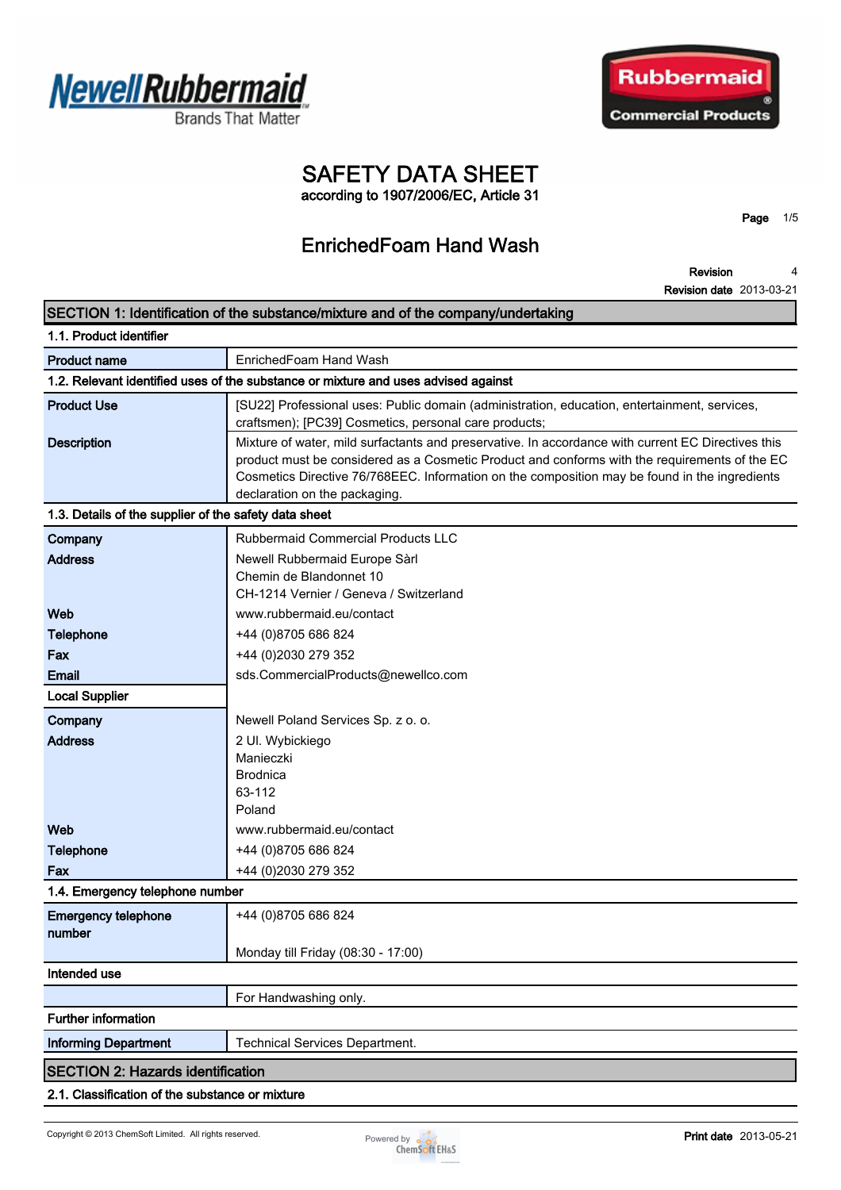# SAFETY DATA SHEET

according to 1907/2006/EC, Article 31

## EnrichedFoam Hand Wash

**Revision** 4
**Revision date** 2013-03-21

## SECTION 1: Identification of the substance/mixture and of the company/undertaking

### 1.1. Product identifier

| | |
|---|---|
| **Product name** | EnrichedFoam Hand Wash |

### 1.2. Relevant identified uses of the substance or mixture and uses advised against

| | |
|---|---|
| **Product Use** | [SU22] Professional uses: Public domain (administration, education, entertainment, services, craftsmen); [PC39] Cosmetics, personal care products; |
| **Description** | Mixture of water, mild surfactants and preservative. In accordance with current EC Directives this product must be considered as a Cosmetic Product and conforms with the requirements of the EC Cosmetics Directive 76/768EEC. Information on the composition may be found in the ingredients declaration on the packaging. |

### 1.3. Details of the supplier of the safety data sheet

| | |
|---|---|
| **Company** | Rubbermaid Commercial Products LLC |
| **Address** | Newell Rubbermaid Europe Sàrl<br>Chemin de Blandonnet 10<br>CH-1214 Vernier / Geneva / Switzerland |
| **Web** | www.rubbermaid.eu/contact |
| **Telephone** | +44 (0)8705 686 824 |
| **Fax** | +44 (0)2030 279 352 |
| **Email** | sds.CommercialProducts@newellco.com |
| **Local Supplier** | |
| **Company** | Newell Poland Services Sp. z o. o. |
| **Address** | 2 Ul. Wybickiego<br>Manieczki<br>Brodnica<br>63-112<br>Poland |
| **Web** | www.rubbermaid.eu/contact |
| **Telephone** | +44 (0)8705 686 824 |
| **Fax** | +44 (0)2030 279 352 |

### 1.4. Emergency telephone number

| | |
|---|---|
| **Emergency telephone number** | +44 (0)8705 686 824<br><br>Monday till Friday (08:30 - 17:00) |

**Intended use**

| | |
|---|---|
| | For Handwashing only. |

**Further information**

| | |
|---|---|
| **Informing Department** | Technical Services Department. |

## SECTION 2: Hazards identification

### 2.1. Classification of the substance or mixture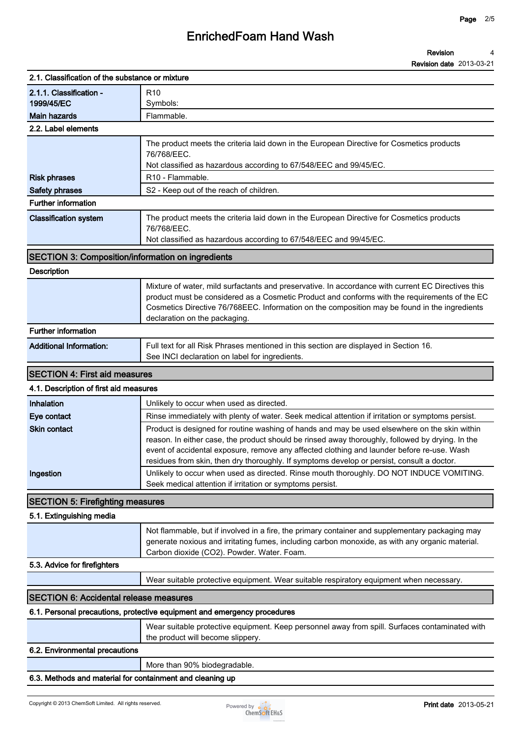### 2.1. Classification of the substance or mixture

| | |
|---|---|
| **2.1.1. Classification - 1999/45/EC** | R10<br>Symbols: |
| **Main hazards** | Flammable. |

### 2.2. Label elements

| | |
|---|---|
| | The product meets the criteria laid down in the European Directive for Cosmetics products 76/768/EEC.<br>Not classified as hazardous according to 67/548/EEC and 99/45/EC. |
| **Risk phrases** | R10 - Flammable. |
| **Safety phrases** | S2 - Keep out of the reach of children. |

### Further information

| | |
|---|---|
| **Classification system** | The product meets the criteria laid down in the European Directive for Cosmetics products 76/768/EEC.<br>Not classified as hazardous according to 67/548/EEC and 99/45/EC. |

## SECTION 3: Composition/information on ingredients

### Description

| | |
|---|---|
| | Mixture of water, mild surfactants and preservative. In accordance with current EC Directives this product must be considered as a Cosmetic Product and conforms with the requirements of the EC Cosmetics Directive 76/768EEC. Information on the composition may be found in the ingredients declaration on the packaging. |

### Further information

| | |
|---|---|
| **Additional Information:** | Full text for all Risk Phrases mentioned in this section are displayed in Section 16.<br>See INCI declaration on label for ingredients. |

## SECTION 4: First aid measures

### 4.1. Description of first aid measures

| | |
|---|---|
| **Inhalation** | Unlikely to occur when used as directed. |
| **Eye contact** | Rinse immediately with plenty of water. Seek medical attention if irritation or symptoms persist. |
| **Skin contact** | Product is designed for routine washing of hands and may be used elsewhere on the skin within reason. In either case, the product should be rinsed away thoroughly, followed by drying. In the event of accidental exposure, remove any affected clothing and launder before re-use. Wash residues from skin, then dry thoroughly. If symptoms develop or persist, consult a doctor. |
| **Ingestion** | Unlikely to occur when used as directed. Rinse mouth thoroughly. DO NOT INDUCE VOMITING. Seek medical attention if irritation or symptoms persist. |

## SECTION 5: Firefighting measures

### 5.1. Extinguishing media

| | |
|---|---|
| | Not flammable, but if involved in a fire, the primary container and supplementary packaging may generate noxious and irritating fumes, including carbon monoxide, as with any organic material. Carbon dioxide ($CO_2$). Powder. Water. Foam. |

### 5.3. Advice for firefighters

| | |
|---|---|
| | Wear suitable protective equipment. Wear suitable respiratory equipment when necessary. |

## SECTION 6: Accidental release measures

### 6.1. Personal precautions, protective equipment and emergency procedures

| | |
|---|---|
| | Wear suitable protective equipment. Keep personnel away from spill. Surfaces contaminated with the product will become slippery. |

### 6.2. Environmental precautions

| | |
|---|---|
| | More than 90% biodegradable. |

### 6.3. Methods and material for containment and cleaning up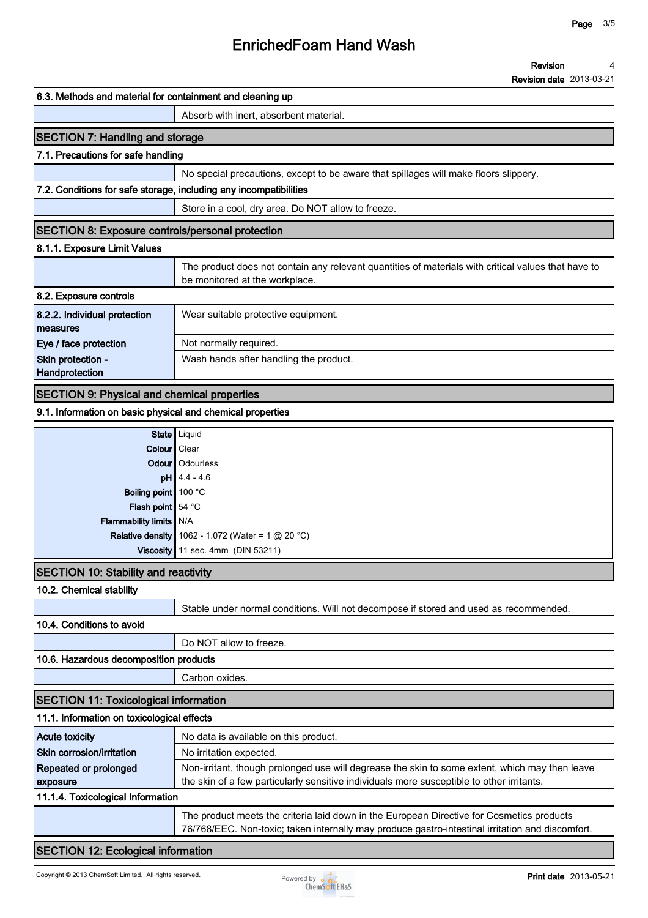## 6.3. Methods and material for containment and cleaning up

| | |
|---|---|
| | Absorb with inert, absorbent material. |

## SECTION 7: Handling and storage

### 7.1. Precautions for safe handling

| | |
|---|---|
| | No special precautions, except to be aware that spillages will make floors slippery. |

### 7.2. Conditions for safe storage, including any incompatibilities

| | |
|---|---|
| | Store in a cool, dry area. Do NOT allow to freeze. |

## SECTION 8: Exposure controls/personal protection

### 8.1.1. Exposure Limit Values

| | |
|---|---|
| | The product does not contain any relevant quantities of materials with critical values that have to be monitored at the workplace. |

### 8.2. Exposure controls

| | |
|---|---|
| **8.2.2. Individual protection measures** | Wear suitable protective equipment. |
| **Eye / face protection** | Not normally required. |
| **Skin protection - Handprotection** | Wash hands after handling the product. |

## SECTION 9: Physical and chemical properties

### 9.1. Information on basic physical and chemical properties

| | |
|---|---|
| **State** | Liquid |
| **Colour** | Clear |
| **Odour** | Odourless |
| **pH** | 4.4 - 4.6 |
| **Boiling point** | 100 °C |
| **Flash point** | 54 °C |
| **Flammability limits** | N/A |
| **Relative density** | 1062 - 1.072 (Water = 1 @ 20 °C) |
| **Viscosity** | 11 sec. 4mm (DIN 53211) |

## SECTION 10: Stability and reactivity

### 10.2. Chemical stability

| | |
|---|---|
| | Stable under normal conditions. Will not decompose if stored and used as recommended. |

### 10.4. Conditions to avoid

| | |
|---|---|
| | Do NOT allow to freeze. |

### 10.6. Hazardous decomposition products

| | |
|---|---|
| | Carbon oxides. |

## SECTION 11: Toxicological information

### 11.1. Information on toxicological effects

| | |
|---|---|
| **Acute toxicity** | No data is available on this product. |
| **Skin corrosion/irritation** | No irritation expected. |
| **Repeated or prolonged exposure** | Non-irritant, though prolonged use will degrease the skin to some extent, which may then leave the skin of a few particularly sensitive individuals more susceptible to other irritants. |

### 11.1.4. Toxicological Information

| | |
|---|---|
| | The product meets the criteria laid down in the European Directive for Cosmetics products 76/768/EEC. Non-toxic; taken internally may produce gastro-intestinal irritation and discomfort. |

## SECTION 12: Ecological information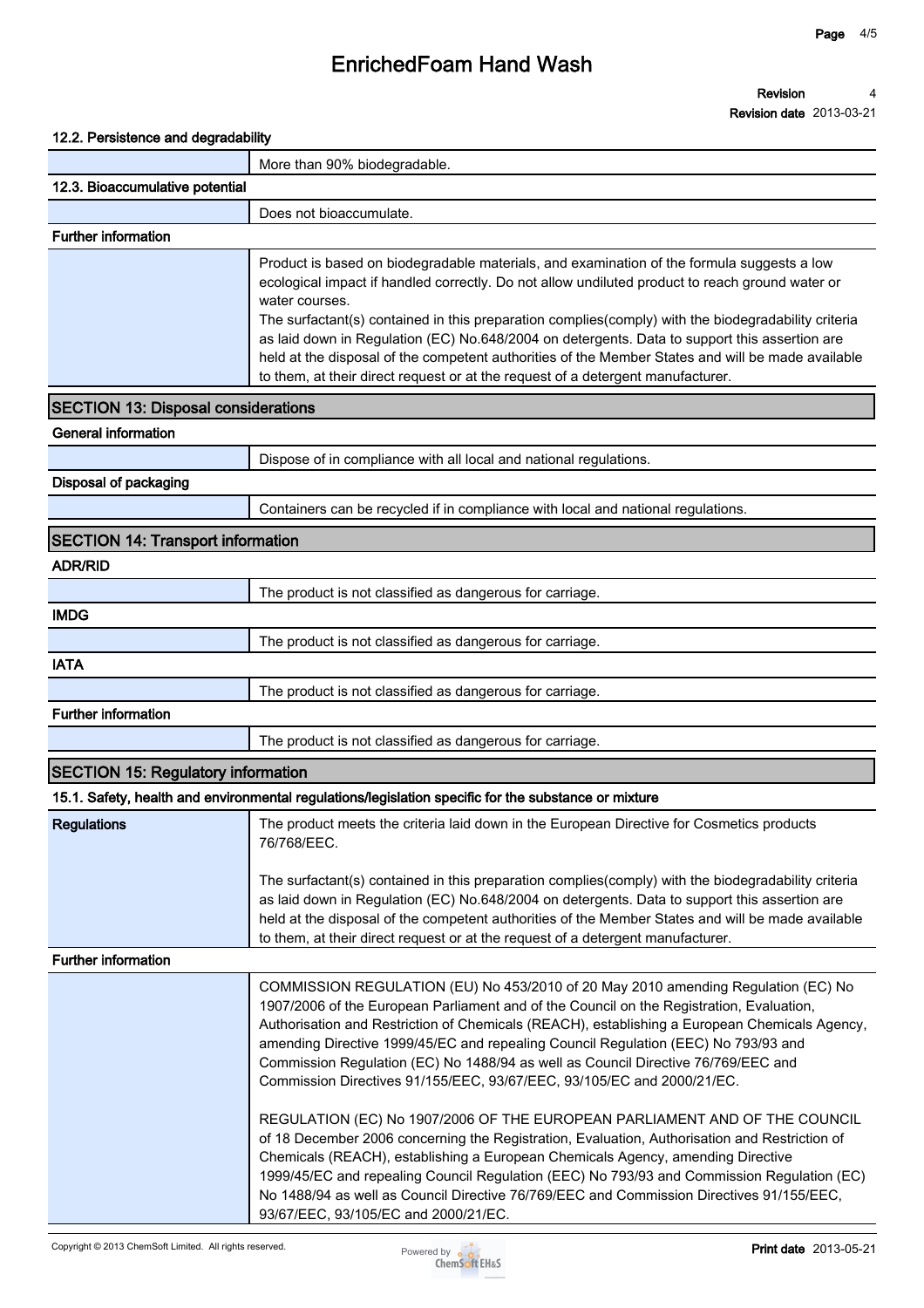### 12.2. Persistence and degradability

| | |
|---|---|
| | More than 90% biodegradable. |

### 12.3. Bioaccumulative potential

| | |
|---|---|
| | Does not bioaccumulate. |

### Further information

| | |
|---|---|
| | Product is based on biodegradable materials, and examination of the formula suggests a low ecological impact if handled correctly. Do not allow undiluted product to reach ground water or water courses. The surfactant(s) contained in this preparation complies(comply) with the biodegradability criteria as laid down in Regulation (EC) No.648/2004 on detergents. Data to support this assertion are held at the disposal of the competent authorities of the Member States and will be made available to them, at their direct request or at the request of a detergent manufacturer. |

## SECTION 13: Disposal considerations

### General information

| | |
|---|---|
| | Dispose of in compliance with all local and national regulations. |

### Disposal of packaging

| | |
|---|---|
| | Containers can be recycled if in compliance with local and national regulations. |

## SECTION 14: Transport information

### ADR/RID

| | |
|---|---|
| | The product is not classified as dangerous for carriage. |

### IMDG

| | |
|---|---|
| | The product is not classified as dangerous for carriage. |

### IATA

| | |
|---|---|
| | The product is not classified as dangerous for carriage. |

### Further information

| | |
|---|---|
| | The product is not classified as dangerous for carriage. |

## SECTION 15: Regulatory information

### 15.1. Safety, health and environmental regulations/legislation specific for the substance or mixture

| | |
|---|---|
| **Regulations** | The product meets the criteria laid down in the European Directive for Cosmetics products 76/768/EEC.<br><br>The surfactant(s) contained in this preparation complies(comply) with the biodegradability criteria as laid down in Regulation (EC) No.648/2004 on detergents. Data to support this assertion are held at the disposal of the competent authorities of the Member States and will be made available to them, at their direct request or at the request of a detergent manufacturer. |

### Further information

| | |
|---|---|
| | COMMISSION REGULATION (EU) No 453/2010 of 20 May 2010 amending Regulation (EC) No 1907/2006 of the European Parliament and of the Council on the Registration, Evaluation, Authorisation and Restriction of Chemicals (REACH), establishing a European Chemicals Agency, amending Directive 1999/45/EC and repealing Council Regulation (EEC) No 793/93 and Commission Regulation (EC) No 1488/94 as well as Council Directive 76/769/EEC and Commission Directives 91/155/EEC, 93/67/EEC, 93/105/EC and 2000/21/EC.<br><br>REGULATION (EC) No 1907/2006 OF THE EUROPEAN PARLIAMENT AND OF THE COUNCIL of 18 December 2006 concerning the Registration, Evaluation, Authorisation and Restriction of Chemicals (REACH), establishing a European Chemicals Agency, amending Directive 1999/45/EC and repealing Council Regulation (EEC) No 793/93 and Commission Regulation (EC) No 1488/94 as well as Council Directive 76/769/EEC and Commission Directives 91/155/EEC, 93/67/EEC, 93/105/EC and 2000/21/EC. |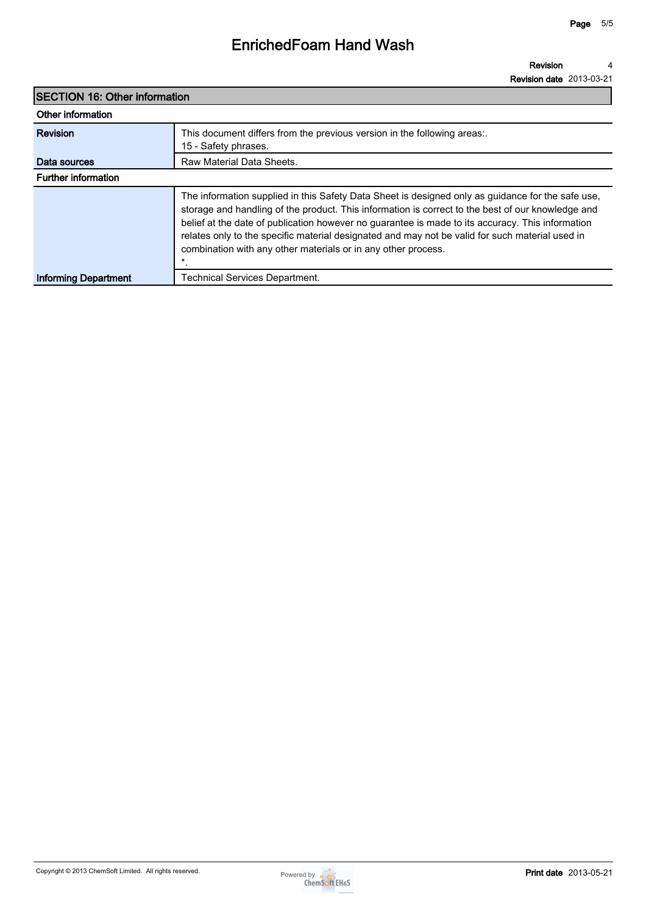## SECTION 16: Other information

### Other information

| | |
|---|---|
| **Revision** | This document differs from the previous version in the following areas:.<br>15 - Safety phrases. |
| **Data sources** | Raw Material Data Sheets. |

### Further information

| | |
|---|---|
| | The information supplied in this Safety Data Sheet is designed only as guidance for the safe use, storage and handling of the product. This information is correct to the best of our knowledge and belief at the date of publication however no guarantee is made to its accuracy. This information relates only to the specific material designated and may not be valid for such material used in combination with any other materials or in any other process.<br>*. |
| **Informing Department** | Technical Services Department. |